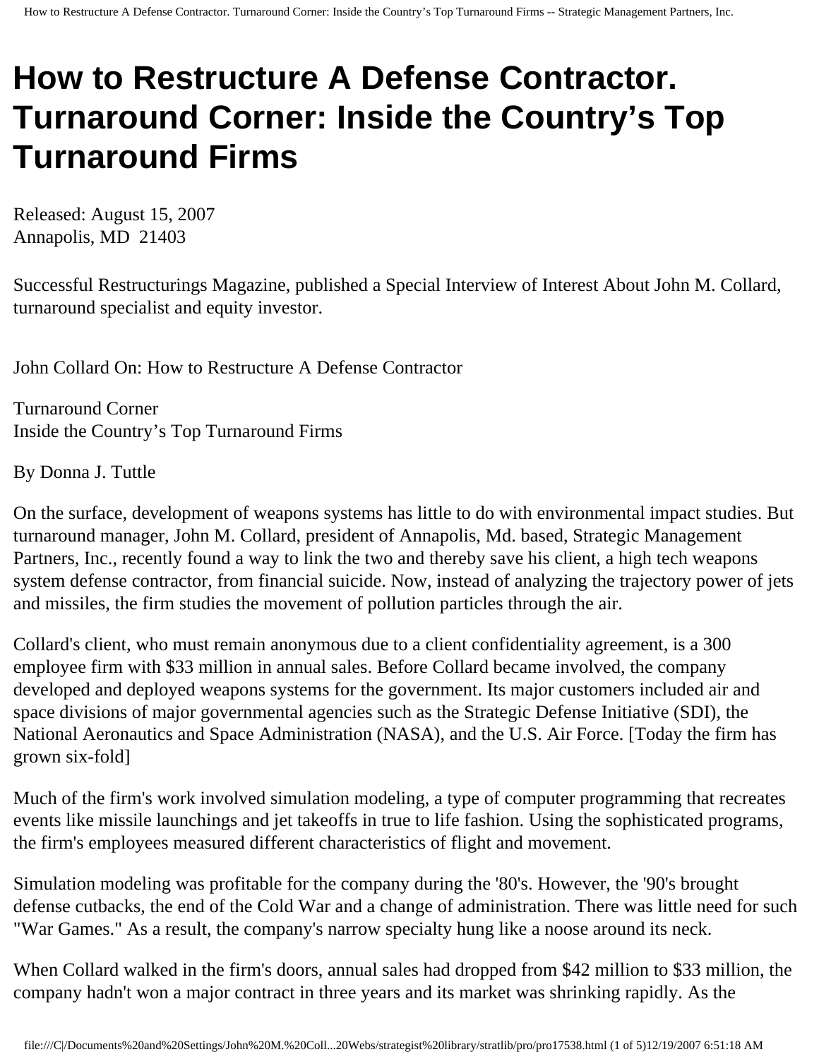# How to Restructure A Defense Contractor. Turnaround Corner: Inside the Country's Top Turnaround Firms

Released: August 15, 2007
Annapolis, MD 21403

Successful Restructurings Magazine, published a Special Interview of Interest About John M. Collard, turnaround specialist and equity investor.

John Collard On: How to Restructure A Defense Contractor

Turnaround Corner
Inside the Country's Top Turnaround Firms

By Donna J. Tuttle

On the surface, development of weapons systems has little to do with environmental impact studies. But turnaround manager, John M. Collard, president of Annapolis, Md. based, Strategic Management Partners, Inc., recently found a way to link the two and thereby save his client, a high tech weapons system defense contractor, from financial suicide. Now, instead of analyzing the trajectory power of jets and missiles, the firm studies the movement of pollution particles through the air.

Collard's client, who must remain anonymous due to a client confidentiality agreement, is a 300 employee firm with $33 million in annual sales. Before Collard became involved, the company developed and deployed weapons systems for the government. Its major customers included air and space divisions of major governmental agencies such as the Strategic Defense Initiative (SDI), the National Aeronautics and Space Administration (NASA), and the U.S. Air Force. [Today the firm has grown six-fold]

Much of the firm's work involved simulation modeling, a type of computer programming that recreates events like missile launchings and jet takeoffs in true to life fashion. Using the sophisticated programs, the firm's employees measured different characteristics of flight and movement.

Simulation modeling was profitable for the company during the '80's. However, the '90's brought defense cutbacks, the end of the Cold War and a change of administration. There was little need for such "War Games." As a result, the company's narrow specialty hung like a noose around its neck.

When Collard walked in the firm's doors, annual sales had dropped from $42 million to $33 million, the company hadn't won a major contract in three years and its market was shrinking rapidly. As the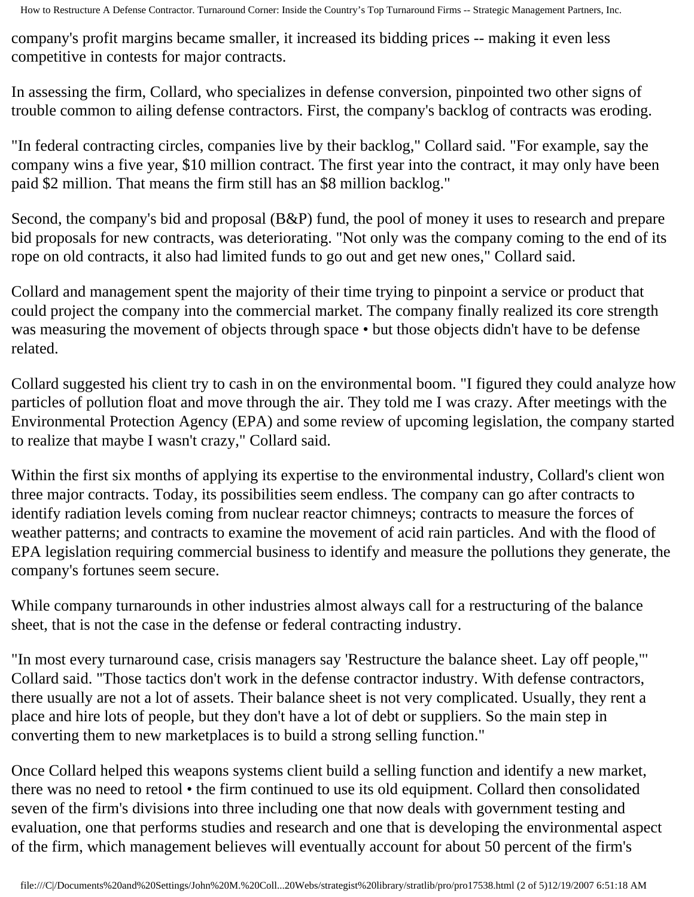company's profit margins became smaller, it increased its bidding prices -- making it even less competitive in contests for major contracts.

In assessing the firm, Collard, who specializes in defense conversion, pinpointed two other signs of trouble common to ailing defense contractors. First, the company's backlog of contracts was eroding.

"In federal contracting circles, companies live by their backlog," Collard said. "For example, say the company wins a five year, $10 million contract. The first year into the contract, it may only have been paid $2 million. That means the firm still has an $8 million backlog."

Second, the company's bid and proposal (B&P) fund, the pool of money it uses to research and prepare bid proposals for new contracts, was deteriorating. "Not only was the company coming to the end of its rope on old contracts, it also had limited funds to go out and get new ones," Collard said.

Collard and management spent the majority of their time trying to pinpoint a service or product that could project the company into the commercial market. The company finally realized its core strength was measuring the movement of objects through space • but those objects didn't have to be defense related.

Collard suggested his client try to cash in on the environmental boom. "I figured they could analyze how particles of pollution float and move through the air. They told me I was crazy. After meetings with the Environmental Protection Agency (EPA) and some review of upcoming legislation, the company started to realize that maybe I wasn't crazy," Collard said.

Within the first six months of applying its expertise to the environmental industry, Collard's client won three major contracts. Today, its possibilities seem endless. The company can go after contracts to identify radiation levels coming from nuclear reactor chimneys; contracts to measure the forces of weather patterns; and contracts to examine the movement of acid rain particles. And with the flood of EPA legislation requiring commercial business to identify and measure the pollutions they generate, the company's fortunes seem secure.

While company turnarounds in other industries almost always call for a restructuring of the balance sheet, that is not the case in the defense or federal contracting industry.

"In most every turnaround case, crisis managers say 'Restructure the balance sheet. Lay off people,'" Collard said. "Those tactics don't work in the defense contractor industry. With defense contractors, there usually are not a lot of assets. Their balance sheet is not very complicated. Usually, they rent a place and hire lots of people, but they don't have a lot of debt or suppliers. So the main step in converting them to new marketplaces is to build a strong selling function."

Once Collard helped this weapons systems client build a selling function and identify a new market, there was no need to retool • the firm continued to use its old equipment. Collard then consolidated seven of the firm's divisions into three including one that now deals with government testing and evaluation, one that performs studies and research and one that is developing the environmental aspect of the firm, which management believes will eventually account for about 50 percent of the firm's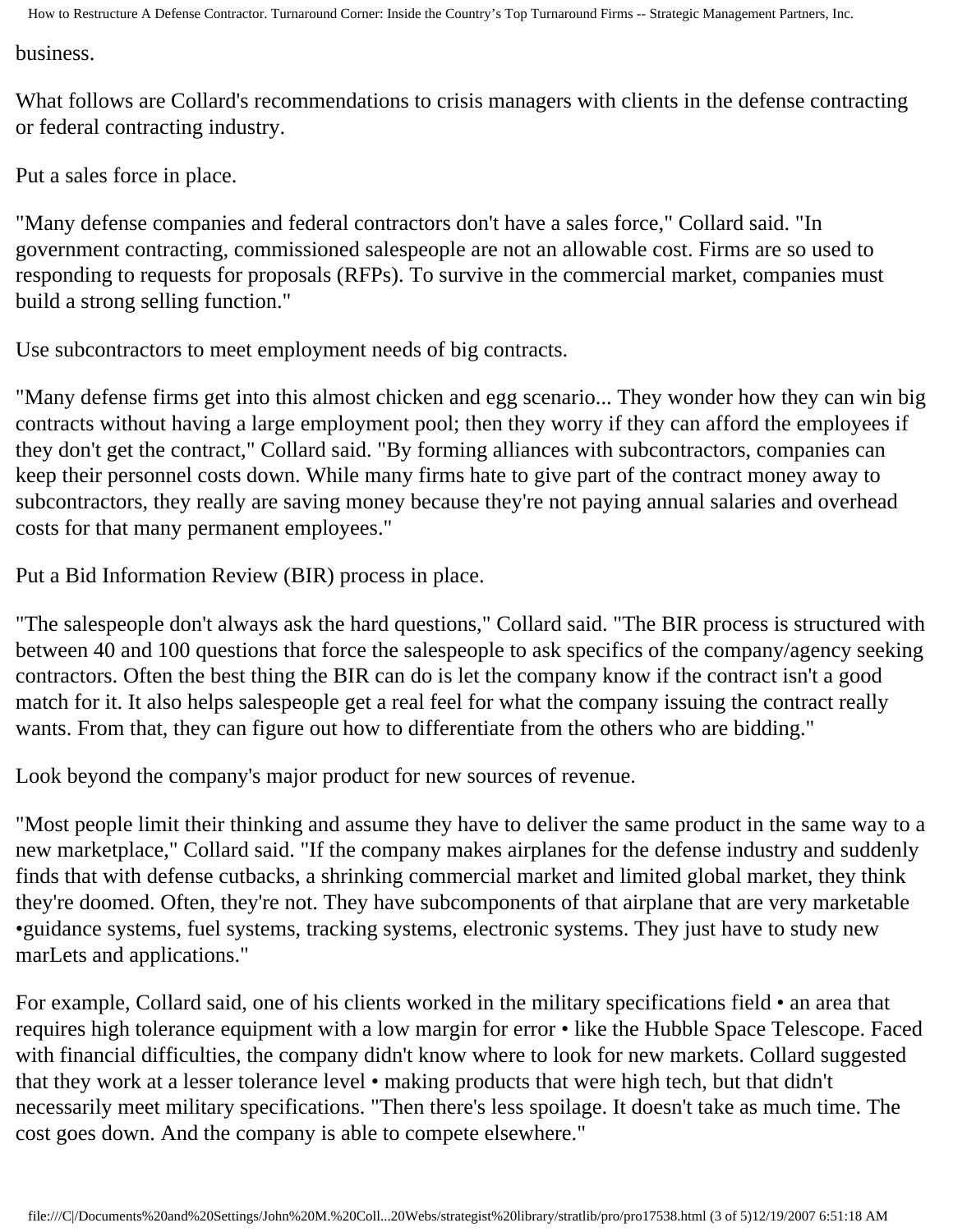business.

What follows are Collard's recommendations to crisis managers with clients in the defense contracting or federal contracting industry.

Put a sales force in place.

"Many defense companies and federal contractors don't have a sales force," Collard said. "In government contracting, commissioned salespeople are not an allowable cost. Firms are so used to responding to requests for proposals (RFPs). To survive in the commercial market, companies must build a strong selling function."

Use subcontractors to meet employment needs of big contracts.

"Many defense firms get into this almost chicken and egg scenario... They wonder how they can win big contracts without having a large employment pool; then they worry if they can afford the employees if they don't get the contract," Collard said. "By forming alliances with subcontractors, companies can keep their personnel costs down. While many firms hate to give part of the contract money away to subcontractors, they really are saving money because they're not paying annual salaries and overhead costs for that many permanent employees."

Put a Bid Information Review (BIR) process in place.

"The salespeople don't always ask the hard questions," Collard said. "The BIR process is structured with between 40 and 100 questions that force the salespeople to ask specifics of the company/agency seeking contractors. Often the best thing the BIR can do is let the company know if the contract isn't a good match for it. It also helps salespeople get a real feel for what the company issuing the contract really wants. From that, they can figure out how to differentiate from the others who are bidding."

Look beyond the company's major product for new sources of revenue.

"Most people limit their thinking and assume they have to deliver the same product in the same way to a new marketplace," Collard said. "If the company makes airplanes for the defense industry and suddenly finds that with defense cutbacks, a shrinking commercial market and limited global market, they think they're doomed. Often, they're not. They have subcomponents of that airplane that are very marketable •guidance systems, fuel systems, tracking systems, electronic systems. They just have to study new marLets and applications."

For example, Collard said, one of his clients worked in the military specifications field • an area that requires high tolerance equipment with a low margin for error • like the Hubble Space Telescope. Faced with financial difficulties, the company didn't know where to look for new markets. Collard suggested that they work at a lesser tolerance level • making products that were high tech, but that didn't necessarily meet military specifications. "Then there's less spoilage. It doesn't take as much time. The cost goes down. And the company is able to compete elsewhere."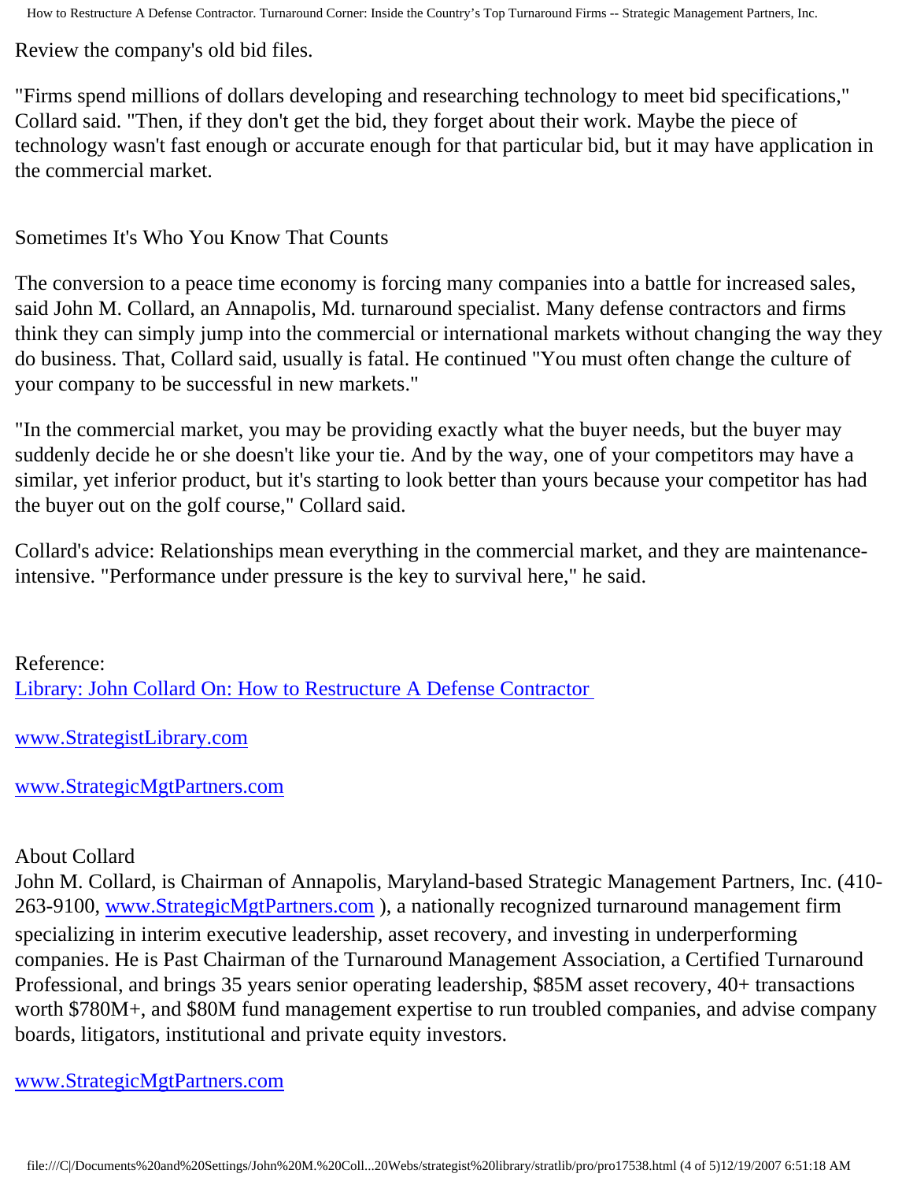Review the company's old bid files.

"Firms spend millions of dollars developing and researching technology to meet bid specifications," Collard said. "Then, if they don't get the bid, they forget about their work. Maybe the piece of technology wasn't fast enough or accurate enough for that particular bid, but it may have application in the commercial market.

Sometimes It's Who You Know That Counts

The conversion to a peace time economy is forcing many companies into a battle for increased sales, said John M. Collard, an Annapolis, Md. turnaround specialist. Many defense contractors and firms think they can simply jump into the commercial or international markets without changing the way they do business. That, Collard said, usually is fatal. He continued "You must often change the culture of your company to be successful in new markets."

"In the commercial market, you may be providing exactly what the buyer needs, but the buyer may suddenly decide he or she doesn't like your tie. And by the way, one of your competitors may have a similar, yet inferior product, but it's starting to look better than yours because your competitor has had the buyer out on the golf course," Collard said.

Collard's advice: Relationships mean everything in the commercial market, and they are maintenance-intensive. "Performance under pressure is the key to survival here," he said.

Reference:
[Library: John Collard On: How to Restructure A Defense Contractor]

[www.StrategistLibrary.com]

[www.StrategicMgtPartners.com]

About Collard
John M. Collard, is Chairman of Annapolis, Maryland-based Strategic Management Partners, Inc. (410-263-9100, [www.StrategicMgtPartners.com] ), a nationally recognized turnaround management firm specializing in interim executive leadership, asset recovery, and investing in underperforming companies. He is Past Chairman of the Turnaround Management Association, a Certified Turnaround Professional, and brings 35 years senior operating leadership, $85M asset recovery, 40+ transactions worth $780M+, and $80M fund management expertise to run troubled companies, and advise company boards, litigators, institutional and private equity investors.

[www.StrategicMgtPartners.com]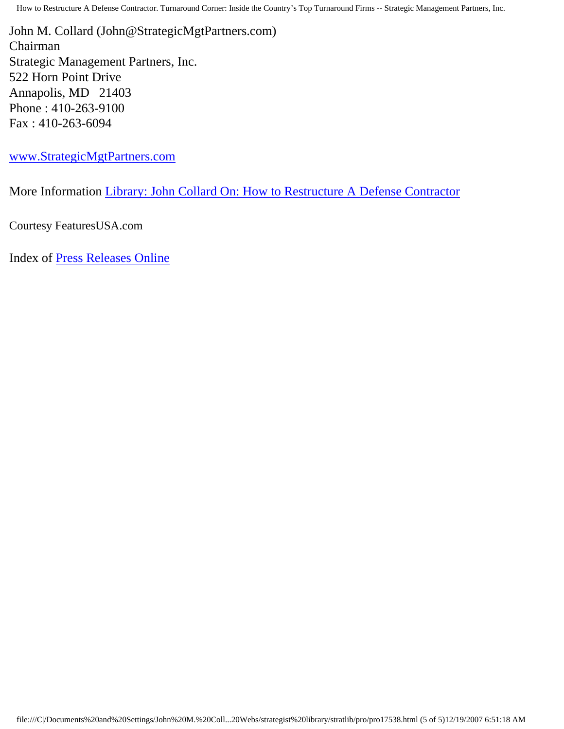John M. Collard (John@StrategicMgtPartners.com)
Chairman
Strategic Management Partners, Inc.
522 Horn Point Drive
Annapolis, MD 21403
Phone : 410-263-9100
Fax : 410-263-6094

www.StrategicMgtPartners.com

More Information Library: John Collard On: How to Restructure A Defense Contractor

Courtesy FeaturesUSA.com

Index of Press Releases Online